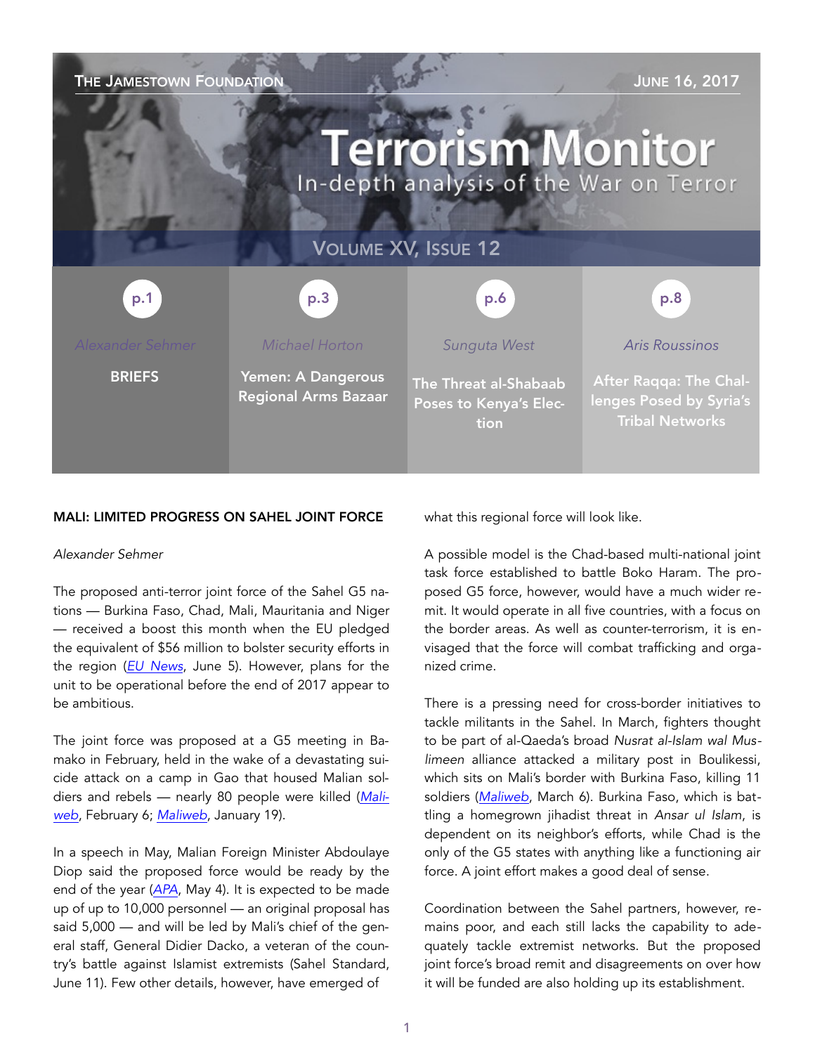The Jamestown Foundation — June 16, 2017

# Terrorism Monitor

In-depth analysis of the War on Terror

Volume XV, Issue 12

| p.1 | p.3 | p.6 | p.8 |
| --- | --- | --- | --- |
| Alexander Sehmer | Michael Horton | Sunguta West | Aris Roussinos |
| **BRIEFS** | **Yemen: A Dangerous Regional Arms Bazaar** | **The Threat al-Shabaab Poses to Kenya's Election** | **After Raqqa: The Challenges Posed by Syria's Tribal Networks** |

## MALI: LIMITED PROGRESS ON SAHEL JOINT FORCE

*Alexander Sehmer*

The proposed anti-terror joint force of the Sahel G5 nations — Burkina Faso, Chad, Mali, Mauritania and Niger — received a boost this month when the EU pledged the equivalent of $56 million to bolster security efforts in the region (*EU News*, June 5). However, plans for the unit to be operational before the end of 2017 appear to be ambitious.

The joint force was proposed at a G5 meeting in Bamako in February, held in the wake of a devastating suicide attack on a camp in Gao that housed Malian soldiers and rebels — nearly 80 people were killed (*Maliweb*, February 6; *Maliweb*, January 19).

In a speech in May, Malian Foreign Minister Abdoulaye Diop said the proposed force would be ready by the end of the year (*APA*, May 4). It is expected to be made up of up to 10,000 personnel — an original proposal has said 5,000 — and will be led by Mali's chief of the general staff, General Didier Dacko, a veteran of the country's battle against Islamist extremists (Sahel Standard, June 11). Few other details, however, have emerged of what this regional force will look like.

A possible model is the Chad-based multi-national joint task force established to battle Boko Haram. The proposed G5 force, however, would have a much wider remit. It would operate in all five countries, with a focus on the border areas. As well as counter-terrorism, it is envisaged that the force will combat trafficking and organized crime.

There is a pressing need for cross-border initiatives to tackle militants in the Sahel. In March, fighters thought to be part of al-Qaeda's broad *Nusrat al-Islam wal Muslimeen* alliance attacked a military post in Boulikessi, which sits on Mali's border with Burkina Faso, killing 11 soldiers (*Maliweb*, March 6). Burkina Faso, which is battling a homegrown jihadist threat in *Ansar ul Islam*, is dependent on its neighbor's efforts, while Chad is the only of the G5 states with anything like a functioning air force. A joint effort makes a good deal of sense.

Coordination between the Sahel partners, however, remains poor, and each still lacks the capability to adequately tackle extremist networks. But the proposed joint force's broad remit and disagreements on over how it will be funded are also holding up its establishment.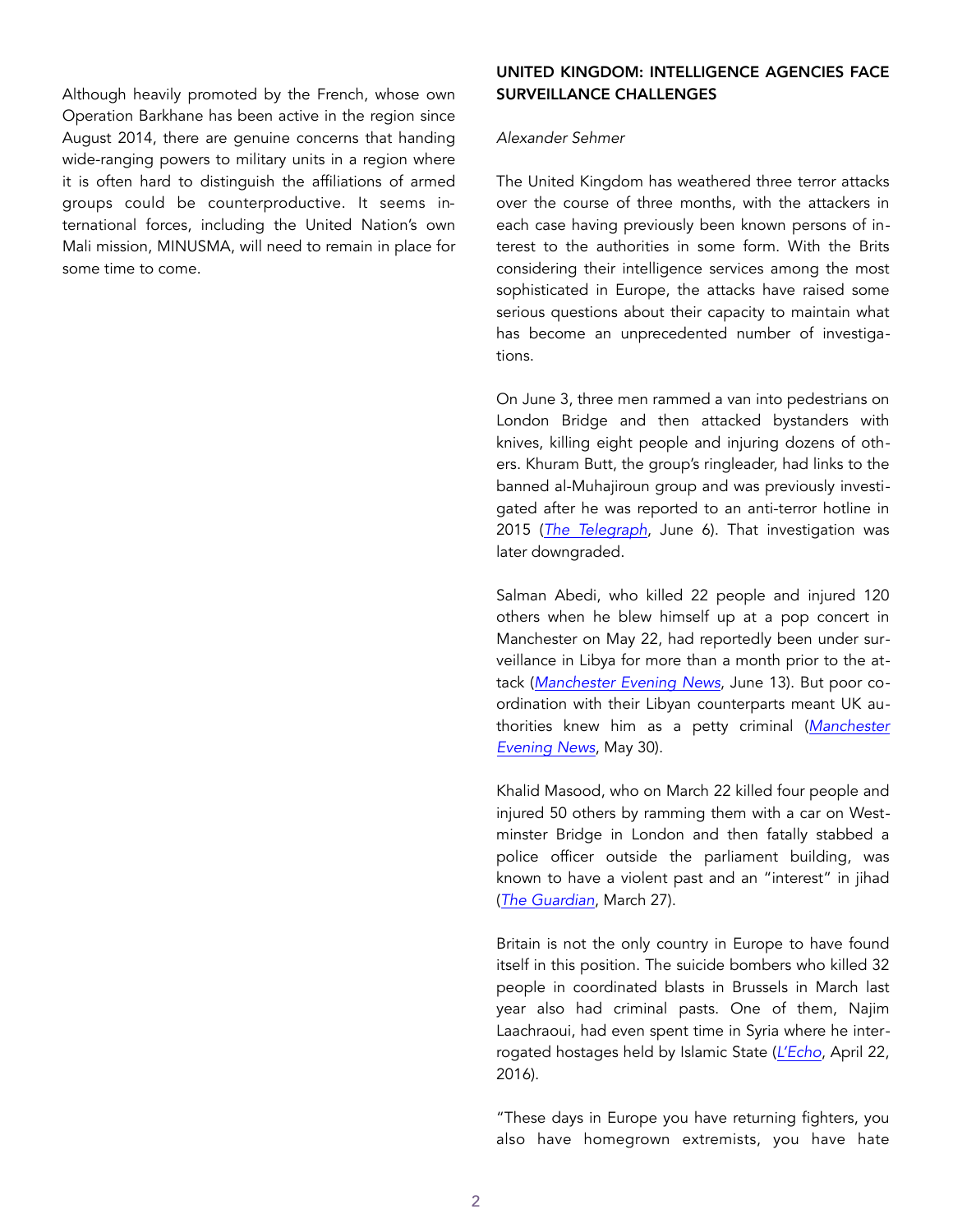Although heavily promoted by the French, whose own Operation Barkhane has been active in the region since August 2014, there are genuine concerns that handing wide-ranging powers to military units in a region where it is often hard to distinguish the affiliations of armed groups could be counterproductive. It seems international forces, including the United Nation's own Mali mission, MINUSMA, will need to remain in place for some time to come.

## UNITED KINGDOM: INTELLIGENCE AGENCIES FACE SURVEILLANCE CHALLENGES

*Alexander Sehmer*

The United Kingdom has weathered three terror attacks over the course of three months, with the attackers in each case having previously been known persons of interest to the authorities in some form. With the Brits considering their intelligence services among the most sophisticated in Europe, the attacks have raised some serious questions about their capacity to maintain what has become an unprecedented number of investigations.

On June 3, three men rammed a van into pedestrians on London Bridge and then attacked bystanders with knives, killing eight people and injuring dozens of others. Khuram Butt, the group's ringleader, had links to the banned al-Muhajiroun group and was previously investigated after he was reported to an anti-terror hotline in 2015 (*The Telegraph*, June 6). That investigation was later downgraded.

Salman Abedi, who killed 22 people and injured 120 others when he blew himself up at a pop concert in Manchester on May 22, had reportedly been under surveillance in Libya for more than a month prior to the attack (*Manchester Evening News*, June 13). But poor coordination with their Libyan counterparts meant UK authorities knew him as a petty criminal (*Manchester Evening News*, May 30).

Khalid Masood, who on March 22 killed four people and injured 50 others by ramming them with a car on Westminster Bridge in London and then fatally stabbed a police officer outside the parliament building, was known to have a violent past and an "interest" in jihad (*The Guardian*, March 27).

Britain is not the only country in Europe to have found itself in this position. The suicide bombers who killed 32 people in coordinated blasts in Brussels in March last year also had criminal pasts. One of them, Najim Laachraoui, had even spent time in Syria where he interrogated hostages held by Islamic State (*L'Echo*, April 22, 2016).

"These days in Europe you have returning fighters, you also have homegrown extremists, you have hate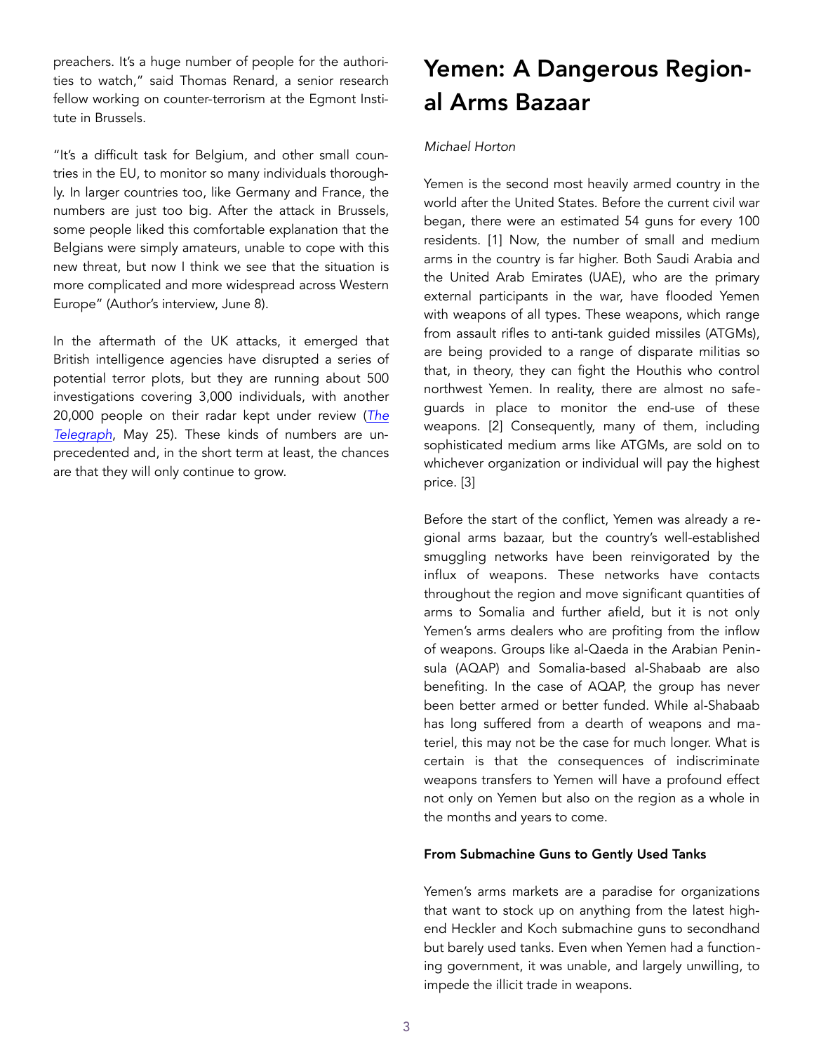preachers. It's a huge number of people for the authorities to watch," said Thomas Renard, a senior research fellow working on counter-terrorism at the Egmont Institute in Brussels.

"It's a difficult task for Belgium, and other small countries in the EU, to monitor so many individuals thoroughly. In larger countries too, like Germany and France, the numbers are just too big. After the attack in Brussels, some people liked this comfortable explanation that the Belgians were simply amateurs, unable to cope with this new threat, but now I think we see that the situation is more complicated and more widespread across Western Europe" (Author's interview, June 8).

In the aftermath of the UK attacks, it emerged that British intelligence agencies have disrupted a series of potential terror plots, but they are running about 500 investigations covering 3,000 individuals, with another 20,000 people on their radar kept under review (*The Telegraph*, May 25). These kinds of numbers are unprecedented and, in the short term at least, the chances are that they will only continue to grow.

# Yemen: A Dangerous Regional Arms Bazaar

*Michael Horton*

Yemen is the second most heavily armed country in the world after the United States. Before the current civil war began, there were an estimated 54 guns for every 100 residents. [1] Now, the number of small and medium arms in the country is far higher. Both Saudi Arabia and the United Arab Emirates (UAE), who are the primary external participants in the war, have flooded Yemen with weapons of all types. These weapons, which range from assault rifles to anti-tank guided missiles (ATGMs), are being provided to a range of disparate militias so that, in theory, they can fight the Houthis who control northwest Yemen. In reality, there are almost no safeguards in place to monitor the end-use of these weapons. [2] Consequently, many of them, including sophisticated medium arms like ATGMs, are sold on to whichever organization or individual will pay the highest price. [3]

Before the start of the conflict, Yemen was already a regional arms bazaar, but the country's well-established smuggling networks have been reinvigorated by the influx of weapons. These networks have contacts throughout the region and move significant quantities of arms to Somalia and further afield, but it is not only Yemen's arms dealers who are profiting from the inflow of weapons. Groups like al-Qaeda in the Arabian Peninsula (AQAP) and Somalia-based al-Shabaab are also benefiting. In the case of AQAP, the group has never been better armed or better funded. While al-Shabaab has long suffered from a dearth of weapons and materiel, this may not be the case for much longer. What is certain is that the consequences of indiscriminate weapons transfers to Yemen will have a profound effect not only on Yemen but also on the region as a whole in the months and years to come.

### From Submachine Guns to Gently Used Tanks

Yemen's arms markets are a paradise for organizations that want to stock up on anything from the latest high-end Heckler and Koch submachine guns to secondhand but barely used tanks. Even when Yemen had a functioning government, it was unable, and largely unwilling, to impede the illicit trade in weapons.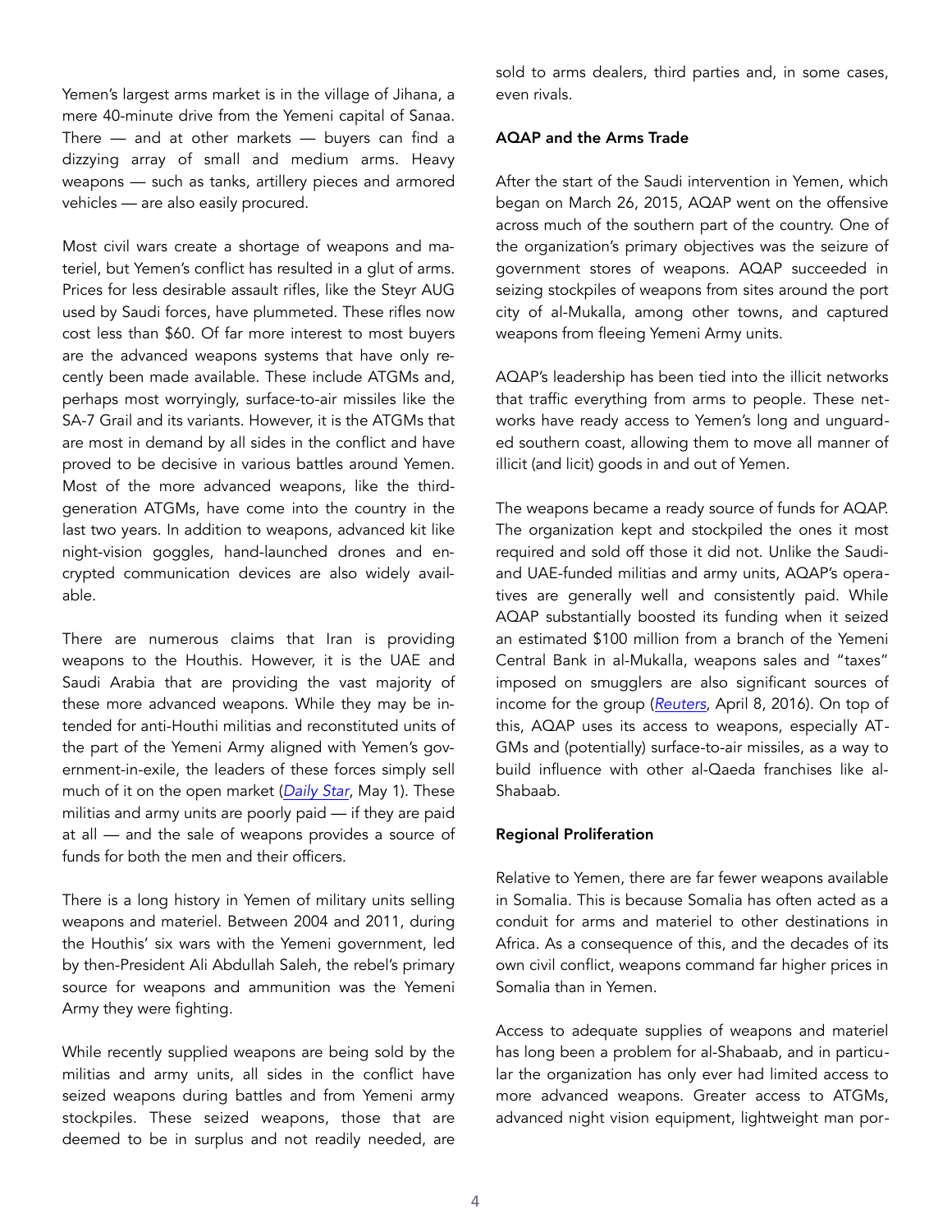Yemen's largest arms market is in the village of Jihana, a mere 40-minute drive from the Yemeni capital of Sanaa. There — and at other markets — buyers can find a dizzying array of small and medium arms. Heavy weapons — such as tanks, artillery pieces and armored vehicles — are also easily procured.

Most civil wars create a shortage of weapons and materiel, but Yemen's conflict has resulted in a glut of arms. Prices for less desirable assault rifles, like the Steyr AUG used by Saudi forces, have plummeted. These rifles now cost less than $60. Of far more interest to most buyers are the advanced weapons systems that have only recently been made available. These include ATGMs and, perhaps most worryingly, surface-to-air missiles like the SA-7 Grail and its variants. However, it is the ATGMs that are most in demand by all sides in the conflict and have proved to be decisive in various battles around Yemen. Most of the more advanced weapons, like the third-generation ATGMs, have come into the country in the last two years. In addition to weapons, advanced kit like night-vision goggles, hand-launched drones and encrypted communication devices are also widely available.

There are numerous claims that Iran is providing weapons to the Houthis. However, it is the UAE and Saudi Arabia that are providing the vast majority of these more advanced weapons. While they may be intended for anti-Houthi militias and reconstituted units of the part of the Yemeni Army aligned with Yemen's government-in-exile, the leaders of these forces simply sell much of it on the open market (*Daily Star*, May 1). These militias and army units are poorly paid — if they are paid at all — and the sale of weapons provides a source of funds for both the men and their officers.

There is a long history in Yemen of military units selling weapons and materiel. Between 2004 and 2011, during the Houthis' six wars with the Yemeni government, led by then-President Ali Abdullah Saleh, the rebel's primary source for weapons and ammunition was the Yemeni Army they were fighting.

While recently supplied weapons are being sold by the militias and army units, all sides in the conflict have seized weapons during battles and from Yemeni army stockpiles. These seized weapons, those that are deemed to be in surplus and not readily needed, are sold to arms dealers, third parties and, in some cases, even rivals.

**AQAP and the Arms Trade**

After the start of the Saudi intervention in Yemen, which began on March 26, 2015, AQAP went on the offensive across much of the southern part of the country. One of the organization's primary objectives was the seizure of government stores of weapons. AQAP succeeded in seizing stockpiles of weapons from sites around the port city of al-Mukalla, among other towns, and captured weapons from fleeing Yemeni Army units.

AQAP's leadership has been tied into the illicit networks that traffic everything from arms to people. These networks have ready access to Yemen's long and unguarded southern coast, allowing them to move all manner of illicit (and licit) goods in and out of Yemen.

The weapons became a ready source of funds for AQAP. The organization kept and stockpiled the ones it most required and sold off those it did not. Unlike the Saudi- and UAE-funded militias and army units, AQAP's operatives are generally well and consistently paid. While AQAP substantially boosted its funding when it seized an estimated $100 million from a branch of the Yemeni Central Bank in al-Mukalla, weapons sales and "taxes" imposed on smugglers are also significant sources of income for the group (*Reuters*, April 8, 2016). On top of this, AQAP uses its access to weapons, especially ATGMs and (potentially) surface-to-air missiles, as a way to build influence with other al-Qaeda franchises like al-Shabaab.

**Regional Proliferation**

Relative to Yemen, there are far fewer weapons available in Somalia. This is because Somalia has often acted as a conduit for arms and materiel to other destinations in Africa. As a consequence of this, and the decades of its own civil conflict, weapons command far higher prices in Somalia than in Yemen.

Access to adequate supplies of weapons and materiel has long been a problem for al-Shabaab, and in particular the organization has only ever had limited access to more advanced weapons. Greater access to ATGMs, advanced night vision equipment, lightweight man por-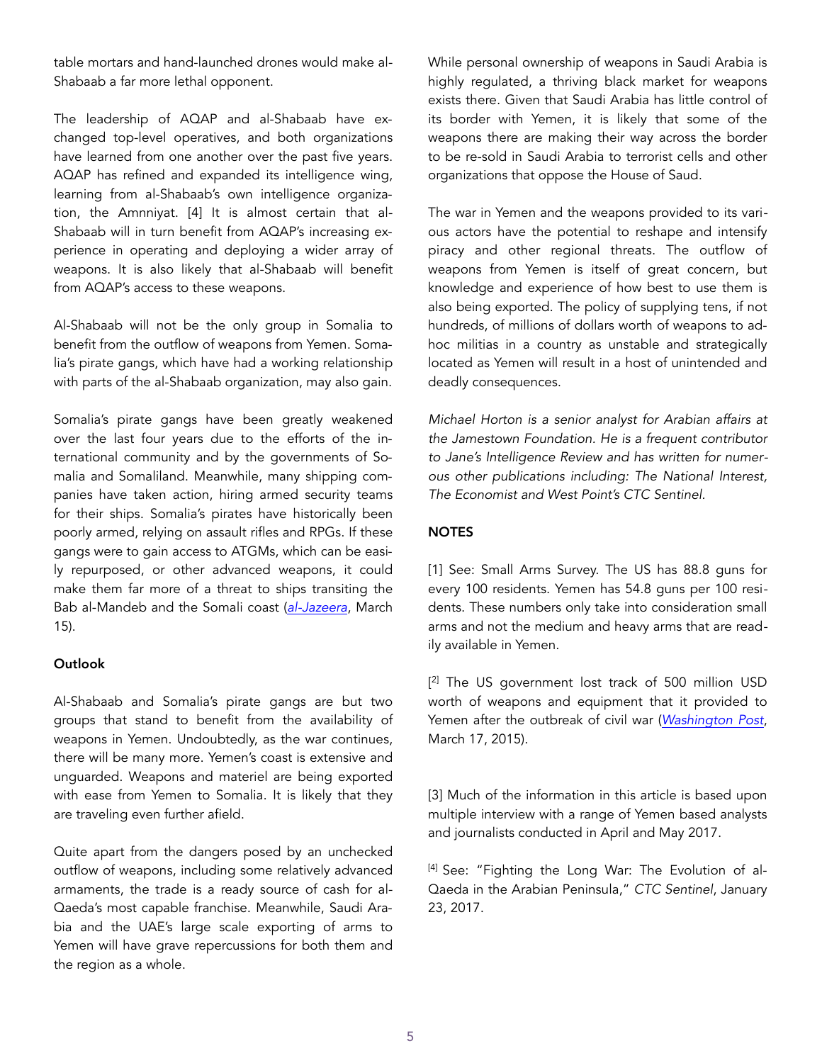table mortars and hand-launched drones would make al-Shabaab a far more lethal opponent.

The leadership of AQAP and al-Shabaab have exchanged top-level operatives, and both organizations have learned from one another over the past five years. AQAP has refined and expanded its intelligence wing, learning from al-Shabaab's own intelligence organization, the Amnniyat. [4] It is almost certain that al-Shabaab will in turn benefit from AQAP's increasing experience in operating and deploying a wider array of weapons. It is also likely that al-Shabaab will benefit from AQAP's access to these weapons.

Al-Shabaab will not be the only group in Somalia to benefit from the outflow of weapons from Yemen. Somalia's pirate gangs, which have had a working relationship with parts of the al-Shabaab organization, may also gain.

Somalia's pirate gangs have been greatly weakened over the last four years due to the efforts of the international community and by the governments of Somalia and Somaliland. Meanwhile, many shipping companies have taken action, hiring armed security teams for their ships. Somalia's pirates have historically been poorly armed, relying on assault rifles and RPGs. If these gangs were to gain access to ATGMs, which can be easily repurposed, or other advanced weapons, it could make them far more of a threat to ships transiting the Bab al-Mandeb and the Somali coast (*al-Jazeera*, March 15).

**Outlook**

Al-Shabaab and Somalia's pirate gangs are but two groups that stand to benefit from the availability of weapons in Yemen. Undoubtedly, as the war continues, there will be many more. Yemen's coast is extensive and unguarded. Weapons and materiel are being exported with ease from Yemen to Somalia. It is likely that they are traveling even further afield.

Quite apart from the dangers posed by an unchecked outflow of weapons, including some relatively advanced armaments, the trade is a ready source of cash for al-Qaeda's most capable franchise. Meanwhile, Saudi Arabia and the UAE's large scale exporting of arms to Yemen will have grave repercussions for both them and the region as a whole.

While personal ownership of weapons in Saudi Arabia is highly regulated, a thriving black market for weapons exists there. Given that Saudi Arabia has little control of its border with Yemen, it is likely that some of the weapons there are making their way across the border to be re-sold in Saudi Arabia to terrorist cells and other organizations that oppose the House of Saud.

The war in Yemen and the weapons provided to its various actors have the potential to reshape and intensify piracy and other regional threats. The outflow of weapons from Yemen is itself of great concern, but knowledge and experience of how best to use them is also being exported. The policy of supplying tens, if not hundreds, of millions of dollars worth of weapons to ad-hoc militias in a country as unstable and strategically located as Yemen will result in a host of unintended and deadly consequences.

*Michael Horton is a senior analyst for Arabian affairs at the Jamestown Foundation. He is a frequent contributor to Jane's Intelligence Review and has written for numerous other publications including: The National Interest, The Economist and West Point's CTC Sentinel.*

**NOTES**

[1] See: Small Arms Survey. The US has 88.8 guns for every 100 residents. Yemen has 54.8 guns per 100 residents. These numbers only take into consideration small arms and not the medium and heavy arms that are readily available in Yemen.

[2] The US government lost track of 500 million USD worth of weapons and equipment that it provided to Yemen after the outbreak of civil war (*Washington Post*, March 17, 2015).

[3] Much of the information in this article is based upon multiple interview with a range of Yemen based analysts and journalists conducted in April and May 2017.

[4] See: "Fighting the Long War: The Evolution of al-Qaeda in the Arabian Peninsula," *CTC Sentinel*, January 23, 2017.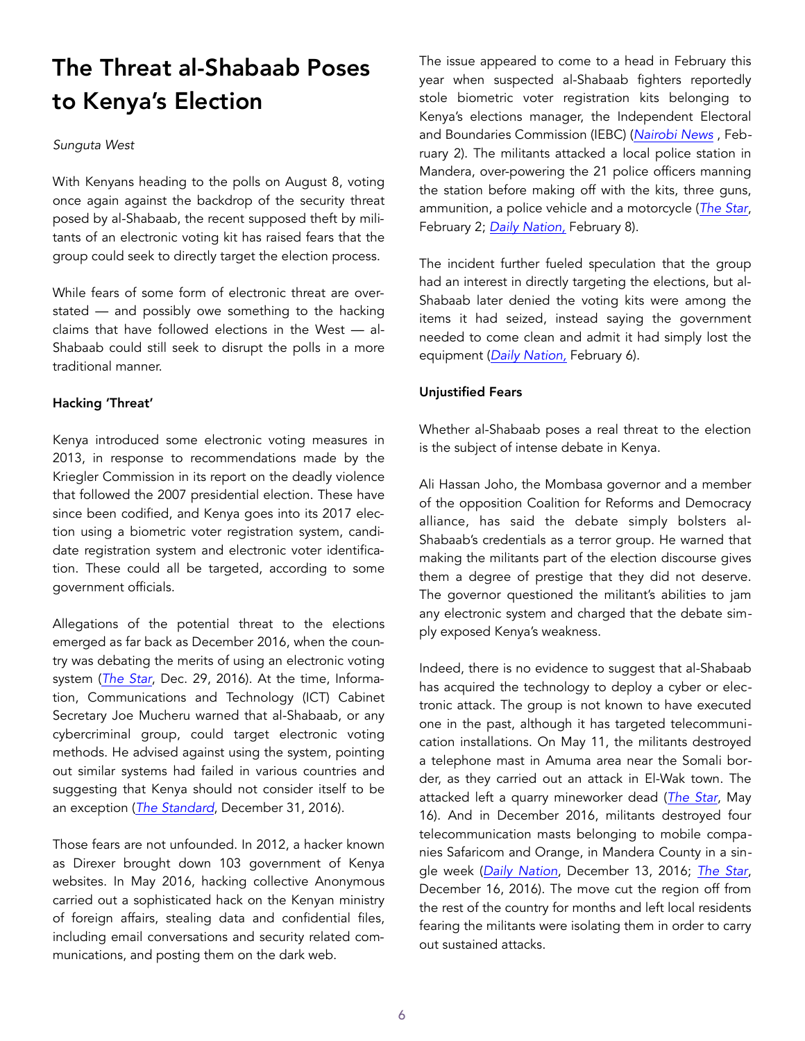# The Threat al-Shabaab Poses to Kenya's Election

*Sunguta West*

With Kenyans heading to the polls on August 8, voting once again against the backdrop of the security threat posed by al-Shabaab, the recent supposed theft by militants of an electronic voting kit has raised fears that the group could seek to directly target the election process.

While fears of some form of electronic threat are overstated — and possibly owe something to the hacking claims that have followed elections in the West — al-Shabaab could still seek to disrupt the polls in a more traditional manner.

**Hacking 'Threat'**

Kenya introduced some electronic voting measures in 2013, in response to recommendations made by the Kriegler Commission in its report on the deadly violence that followed the 2007 presidential election. These have since been codified, and Kenya goes into its 2017 election using a biometric voter registration system, candidate registration system and electronic voter identification. These could all be targeted, according to some government officials.

Allegations of the potential threat to the elections emerged as far back as December 2016, when the country was debating the merits of using an electronic voting system (*The Star*, Dec. 29, 2016). At the time, Information, Communications and Technology (ICT) Cabinet Secretary Joe Mucheru warned that al-Shabaab, or any cybercriminal group, could target electronic voting methods. He advised against using the system, pointing out similar systems had failed in various countries and suggesting that Kenya should not consider itself to be an exception (*The Standard*, December 31, 2016).

Those fears are not unfounded. In 2012, a hacker known as Direxer brought down 103 government of Kenya websites. In May 2016, hacking collective Anonymous carried out a sophisticated hack on the Kenyan ministry of foreign affairs, stealing data and confidential files, including email conversations and security related communications, and posting them on the dark web.

The issue appeared to come to a head in February this year when suspected al-Shabaab fighters reportedly stole biometric voter registration kits belonging to Kenya's elections manager, the Independent Electoral and Boundaries Commission (IEBC) (*Nairobi News* , February 2). The militants attacked a local police station in Mandera, over-powering the 21 police officers manning the station before making off with the kits, three guns, ammunition, a police vehicle and a motorcycle (*The Star*, February 2; *Daily Nation,* February 8).

The incident further fueled speculation that the group had an interest in directly targeting the elections, but al-Shabaab later denied the voting kits were among the items it had seized, instead saying the government needed to come clean and admit it had simply lost the equipment (*Daily Nation,* February 6).

**Unjustified Fears**

Whether al-Shabaab poses a real threat to the election is the subject of intense debate in Kenya.

Ali Hassan Joho, the Mombasa governor and a member of the opposition Coalition for Reforms and Democracy alliance, has said the debate simply bolsters al-Shabaab's credentials as a terror group. He warned that making the militants part of the election discourse gives them a degree of prestige that they did not deserve. The governor questioned the militant's abilities to jam any electronic system and charged that the debate simply exposed Kenya's weakness.

Indeed, there is no evidence to suggest that al-Shabaab has acquired the technology to deploy a cyber or electronic attack. The group is not known to have executed one in the past, although it has targeted telecommunication installations. On May 11, the militants destroyed a telephone mast in Amuma area near the Somali border, as they carried out an attack in El-Wak town. The attacked left a quarry mineworker dead (*The Star*, May 16). And in December 2016, militants destroyed four telecommunication masts belonging to mobile companies Safaricom and Orange, in Mandera County in a single week (*Daily Nation*, December 13, 2016; *The Star*, December 16, 2016). The move cut the region off from the rest of the country for months and left local residents fearing the militants were isolating them in order to carry out sustained attacks.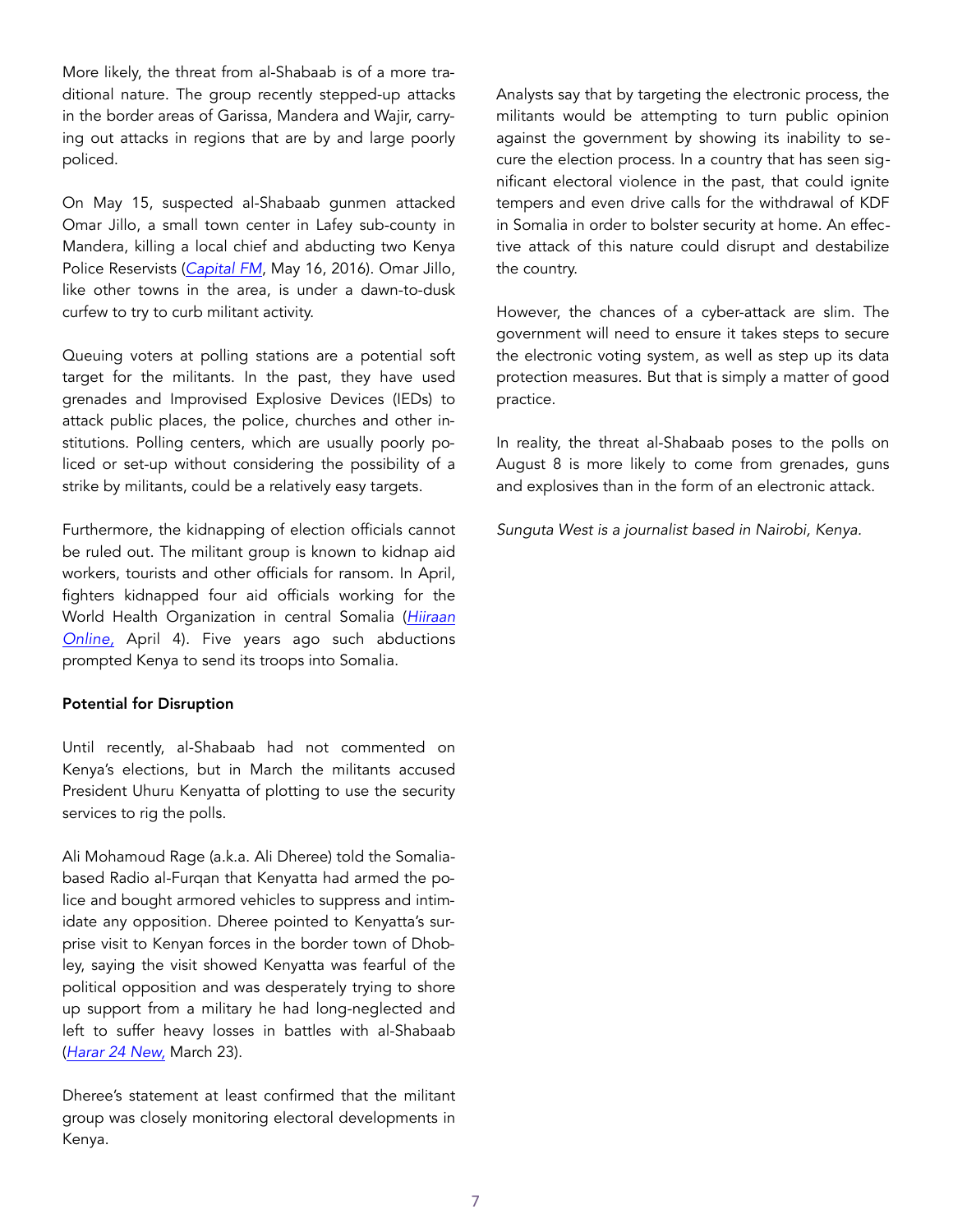More likely, the threat from al-Shabaab is of a more traditional nature. The group recently stepped-up attacks in the border areas of Garissa, Mandera and Wajir, carrying out attacks in regions that are by and large poorly policed.

On May 15, suspected al-Shabaab gunmen attacked Omar Jillo, a small town center in Lafey sub-county in Mandera, killing a local chief and abducting two Kenya Police Reservists (*Capital FM*, May 16, 2016). Omar Jillo, like other towns in the area, is under a dawn-to-dusk curfew to try to curb militant activity.

Queuing voters at polling stations are a potential soft target for the militants. In the past, they have used grenades and Improvised Explosive Devices (IEDs) to attack public places, the police, churches and other institutions. Polling centers, which are usually poorly policed or set-up without considering the possibility of a strike by militants, could be a relatively easy targets.

Furthermore, the kidnapping of election officials cannot be ruled out. The militant group is known to kidnap aid workers, tourists and other officials for ransom. In April, fighters kidnapped four aid officials working for the World Health Organization in central Somalia (*Hiiraan Online,* April 4). Five years ago such abductions prompted Kenya to send its troops into Somalia.

**Potential for Disruption**

Until recently, al-Shabaab had not commented on Kenya's elections, but in March the militants accused President Uhuru Kenyatta of plotting to use the security services to rig the polls.

Ali Mohamoud Rage (a.k.a. Ali Dheree) told the Somalia-based Radio al-Furqan that Kenyatta had armed the police and bought armored vehicles to suppress and intimidate any opposition. Dheree pointed to Kenyatta's surprise visit to Kenyan forces in the border town of Dhobley, saying the visit showed Kenyatta was fearful of the political opposition and was desperately trying to shore up support from a military he had long-neglected and left to suffer heavy losses in battles with al-Shabaab (*Harar 24 New,* March 23).

Dheree's statement at least confirmed that the militant group was closely monitoring electoral developments in Kenya.

Analysts say that by targeting the electronic process, the militants would be attempting to turn public opinion against the government by showing its inability to secure the election process. In a country that has seen significant electoral violence in the past, that could ignite tempers and even drive calls for the withdrawal of KDF in Somalia in order to bolster security at home. An effective attack of this nature could disrupt and destabilize the country.

However, the chances of a cyber-attack are slim. The government will need to ensure it takes steps to secure the electronic voting system, as well as step up its data protection measures. But that is simply a matter of good practice.

In reality, the threat al-Shabaab poses to the polls on August 8 is more likely to come from grenades, guns and explosives than in the form of an electronic attack.

*Sunguta West is a journalist based in Nairobi, Kenya.*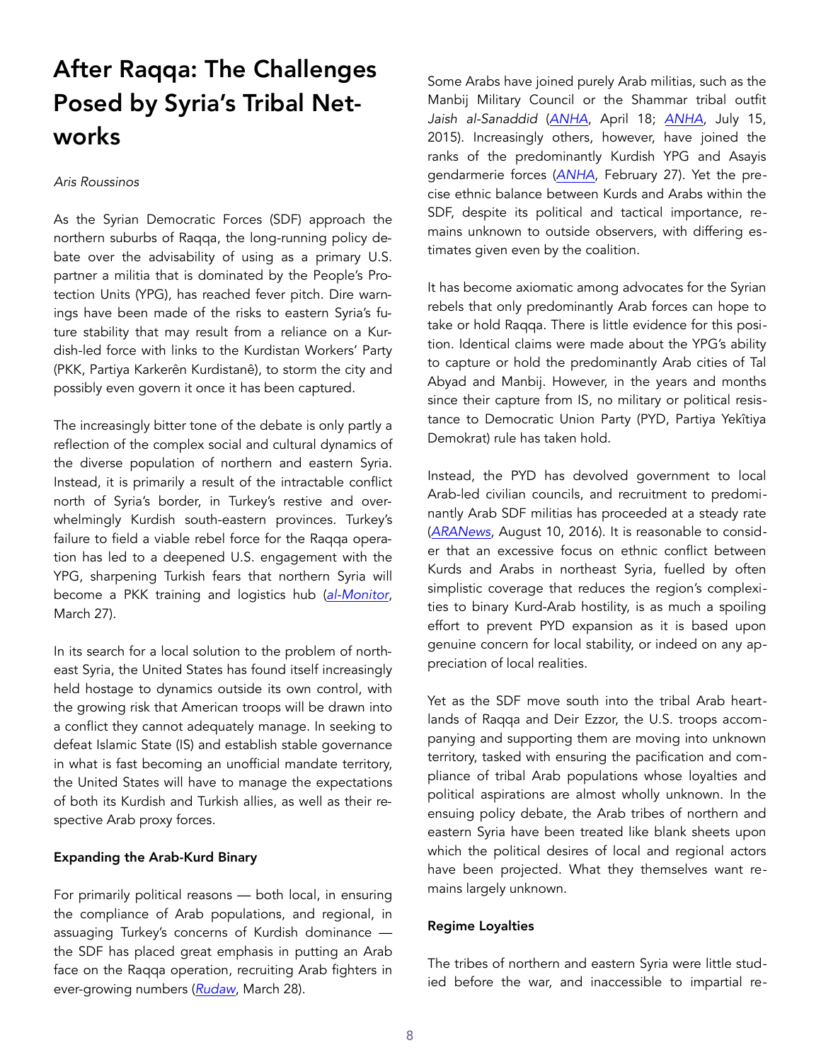# After Raqqa: The Challenges Posed by Syria's Tribal Networks

*Aris Roussinos*

As the Syrian Democratic Forces (SDF) approach the northern suburbs of Raqqa, the long-running policy debate over the advisability of using as a primary U.S. partner a militia that is dominated by the People's Protection Units (YPG), has reached fever pitch. Dire warnings have been made of the risks to eastern Syria's future stability that may result from a reliance on a Kurdish-led force with links to the Kurdistan Workers' Party (PKK, Partiya Karkerên Kurdistanê), to storm the city and possibly even govern it once it has been captured.

The increasingly bitter tone of the debate is only partly a reflection of the complex social and cultural dynamics of the diverse population of northern and eastern Syria. Instead, it is primarily a result of the intractable conflict north of Syria's border, in Turkey's restive and overwhelmingly Kurdish south-eastern provinces. Turkey's failure to field a viable rebel force for the Raqqa operation has led to a deepened U.S. engagement with the YPG, sharpening Turkish fears that northern Syria will become a PKK training and logistics hub (*al-Monitor*, March 27).

In its search for a local solution to the problem of northeast Syria, the United States has found itself increasingly held hostage to dynamics outside its own control, with the growing risk that American troops will be drawn into a conflict they cannot adequately manage. In seeking to defeat Islamic State (IS) and establish stable governance in what is fast becoming an unofficial mandate territory, the United States will have to manage the expectations of both its Kurdish and Turkish allies, as well as their respective Arab proxy forces.

**Expanding the Arab-Kurd Binary**

For primarily political reasons — both local, in ensuring the compliance of Arab populations, and regional, in assuaging Turkey's concerns of Kurdish dominance — the SDF has placed great emphasis in putting an Arab face on the Raqqa operation, recruiting Arab fighters in ever-growing numbers (*Rudaw*, March 28).

Some Arabs have joined purely Arab militias, such as the Manbij Military Council or the Shammar tribal outfit *Jaish al-Sanaddid* (*ANHA*, April 18; *ANHA*, July 15, 2015). Increasingly others, however, have joined the ranks of the predominantly Kurdish YPG and Asayis gendarmerie forces (*ANHA*, February 27). Yet the precise ethnic balance between Kurds and Arabs within the SDF, despite its political and tactical importance, remains unknown to outside observers, with differing estimates given even by the coalition.

It has become axiomatic among advocates for the Syrian rebels that only predominantly Arab forces can hope to take or hold Raqqa. There is little evidence for this position. Identical claims were made about the YPG's ability to capture or hold the predominantly Arab cities of Tal Abyad and Manbij. However, in the years and months since their capture from IS, no military or political resistance to Democratic Union Party (PYD, Partiya Yekîtiya Demokrat) rule has taken hold.

Instead, the PYD has devolved government to local Arab-led civilian councils, and recruitment to predominantly Arab SDF militias has proceeded at a steady rate (*ARANews*, August 10, 2016). It is reasonable to consider that an excessive focus on ethnic conflict between Kurds and Arabs in northeast Syria, fuelled by often simplistic coverage that reduces the region's complexities to binary Kurd-Arab hostility, is as much a spoiling effort to prevent PYD expansion as it is based upon genuine concern for local stability, or indeed on any appreciation of local realities.

Yet as the SDF move south into the tribal Arab heartlands of Raqqa and Deir Ezzor, the U.S. troops accompanying and supporting them are moving into unknown territory, tasked with ensuring the pacification and compliance of tribal Arab populations whose loyalties and political aspirations are almost wholly unknown. In the ensuing policy debate, the Arab tribes of northern and eastern Syria have been treated like blank sheets upon which the political desires of local and regional actors have been projected. What they themselves want remains largely unknown.

**Regime Loyalties**

The tribes of northern and eastern Syria were little studied before the war, and inaccessible to impartial re-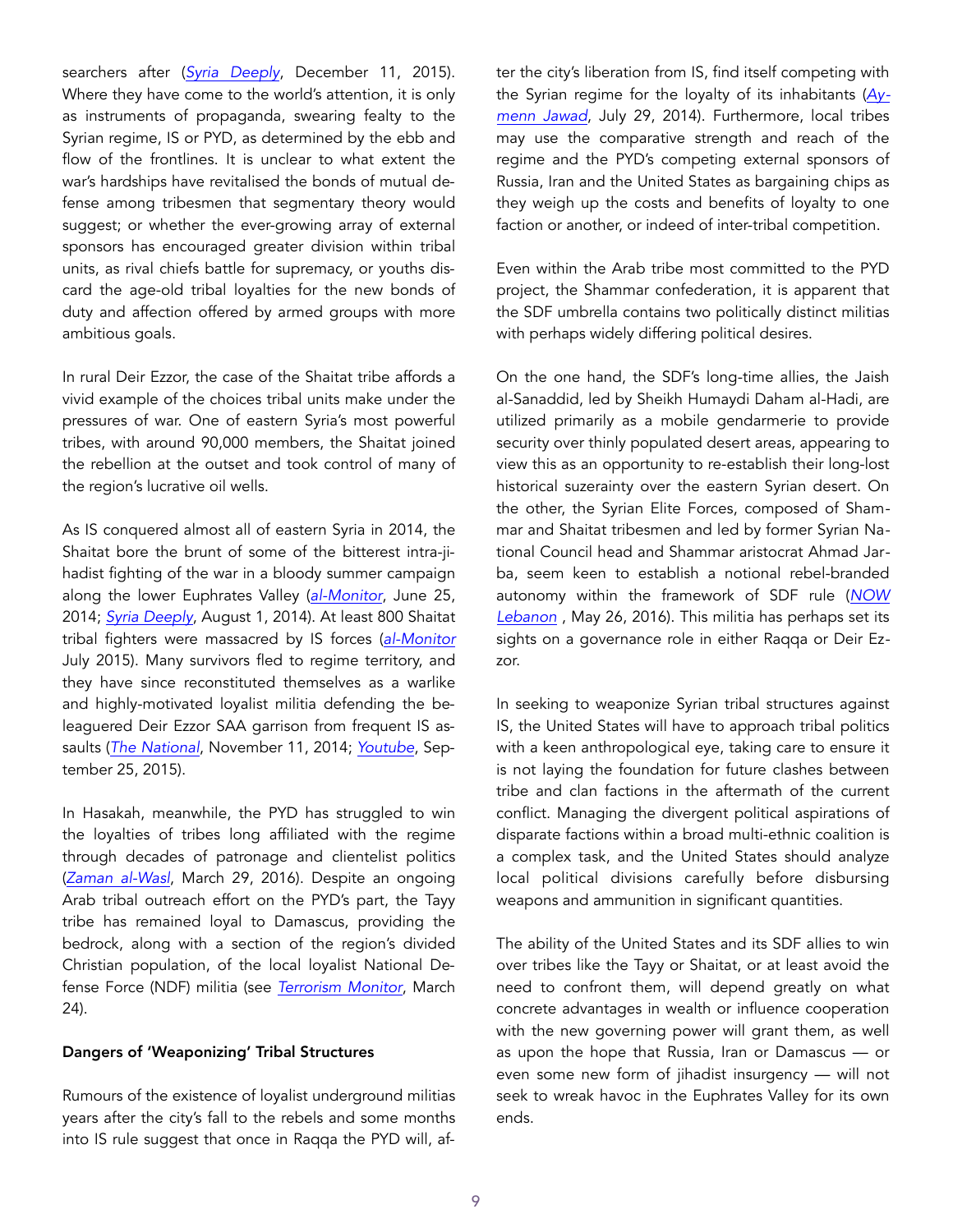searchers after (*Syria Deeply*, December 11, 2015). Where they have come to the world's attention, it is only as instruments of propaganda, swearing fealty to the Syrian regime, IS or PYD, as determined by the ebb and flow of the frontlines. It is unclear to what extent the war's hardships have revitalised the bonds of mutual defense among tribesmen that segmentary theory would suggest; or whether the ever-growing array of external sponsors has encouraged greater division within tribal units, as rival chiefs battle for supremacy, or youths discard the age-old tribal loyalties for the new bonds of duty and affection offered by armed groups with more ambitious goals.

In rural Deir Ezzor, the case of the Shaitat tribe affords a vivid example of the choices tribal units make under the pressures of war. One of eastern Syria's most powerful tribes, with around 90,000 members, the Shaitat joined the rebellion at the outset and took control of many of the region's lucrative oil wells.

As IS conquered almost all of eastern Syria in 2014, the Shaitat bore the brunt of some of the bitterest intra-jihadist fighting of the war in a bloody summer campaign along the lower Euphrates Valley (*al-Monitor*, June 25, 2014; *Syria Deeply*, August 1, 2014). At least 800 Shaitat tribal fighters were massacred by IS forces (*al-Monitor* July 2015). Many survivors fled to regime territory, and they have since reconstituted themselves as a warlike and highly-motivated loyalist militia defending the beleaguered Deir Ezzor SAA garrison from frequent IS assaults (*The National*, November 11, 2014; *Youtube*, September 25, 2015).

In Hasakah, meanwhile, the PYD has struggled to win the loyalties of tribes long affiliated with the regime through decades of patronage and clientelist politics (*Zaman al-Wasl*, March 29, 2016). Despite an ongoing Arab tribal outreach effort on the PYD's part, the Tayy tribe has remained loyal to Damascus, providing the bedrock, along with a section of the region's divided Christian population, of the local loyalist National Defense Force (NDF) militia (see *Terrorism Monitor*, March 24).

**Dangers of 'Weaponizing' Tribal Structures**

Rumours of the existence of loyalist underground militias years after the city's fall to the rebels and some months into IS rule suggest that once in Raqqa the PYD will, after the city's liberation from IS, find itself competing with the Syrian regime for the loyalty of its inhabitants (*Aymenn Jawad*, July 29, 2014). Furthermore, local tribes may use the comparative strength and reach of the regime and the PYD's competing external sponsors of Russia, Iran and the United States as bargaining chips as they weigh up the costs and benefits of loyalty to one faction or another, or indeed of inter-tribal competition.

Even within the Arab tribe most committed to the PYD project, the Shammar confederation, it is apparent that the SDF umbrella contains two politically distinct militias with perhaps widely differing political desires.

On the one hand, the SDF's long-time allies, the Jaish al-Sanaddid, led by Sheikh Humaydi Daham al-Hadi, are utilized primarily as a mobile gendarmerie to provide security over thinly populated desert areas, appearing to view this as an opportunity to re-establish their long-lost historical suzeraity over the eastern Syrian desert. On the other, the Syrian Elite Forces, composed of Shammar and Shaitat tribesmen and led by former Syrian National Council head and Shammar aristocrat Ahmad Jarba, seem keen to establish a notional rebel-branded autonomy within the framework of SDF rule (*NOW Lebanon* , May 26, 2016). This militia has perhaps set its sights on a governance role in either Raqqa or Deir Ezzor.

In seeking to weaponize Syrian tribal structures against IS, the United States will have to approach tribal politics with a keen anthropological eye, taking care to ensure it is not laying the foundation for future clashes between tribe and clan factions in the aftermath of the current conflict. Managing the divergent political aspirations of disparate factions within a broad multi-ethnic coalition is a complex task, and the United States should analyze local political divisions carefully before disbursing weapons and ammunition in significant quantities.

The ability of the United States and its SDF allies to win over tribes like the Tayy or Shaitat, or at least avoid the need to confront them, will depend greatly on what concrete advantages in wealth or influence cooperation with the new governing power will grant them, as well as upon the hope that Russia, Iran or Damascus — or even some new form of jihadist insurgency — will not seek to wreak havoc in the Euphrates Valley for its own ends.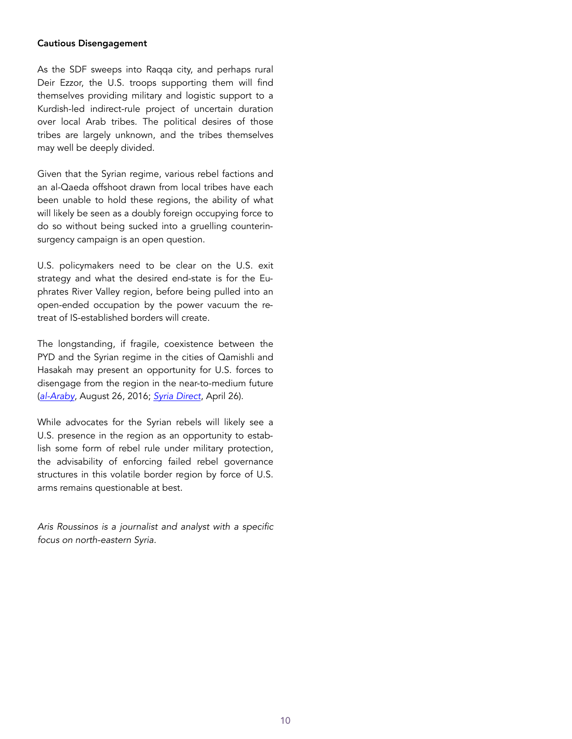**Cautious Disengagement**

As the SDF sweeps into Raqqa city, and perhaps rural Deir Ezzor, the U.S. troops supporting them will find themselves providing military and logistic support to a Kurdish-led indirect-rule project of uncertain duration over local Arab tribes. The political desires of those tribes are largely unknown, and the tribes themselves may well be deeply divided.

Given that the Syrian regime, various rebel factions and an al-Qaeda offshoot drawn from local tribes have each been unable to hold these regions, the ability of what will likely be seen as a doubly foreign occupying force to do so without being sucked into a gruelling counterinsurgency campaign is an open question.

U.S. policymakers need to be clear on the U.S. exit strategy and what the desired end-state is for the Euphrates River Valley region, before being pulled into an open-ended occupation by the power vacuum the retreat of IS-established borders will create.

The longstanding, if fragile, coexistence between the PYD and the Syrian regime in the cities of Qamishli and Hasakah may present an opportunity for U.S. forces to disengage from the region in the near-to-medium future (*al-Araby*, August 26, 2016; *Syria Direct*, April 26).

While advocates for the Syrian rebels will likely see a U.S. presence in the region as an opportunity to establish some form of rebel rule under military protection, the advisability of enforcing failed rebel governance structures in this volatile border region by force of U.S. arms remains questionable at best.

*Aris Roussinos is a journalist and analyst with a specific focus on north-eastern Syria.*